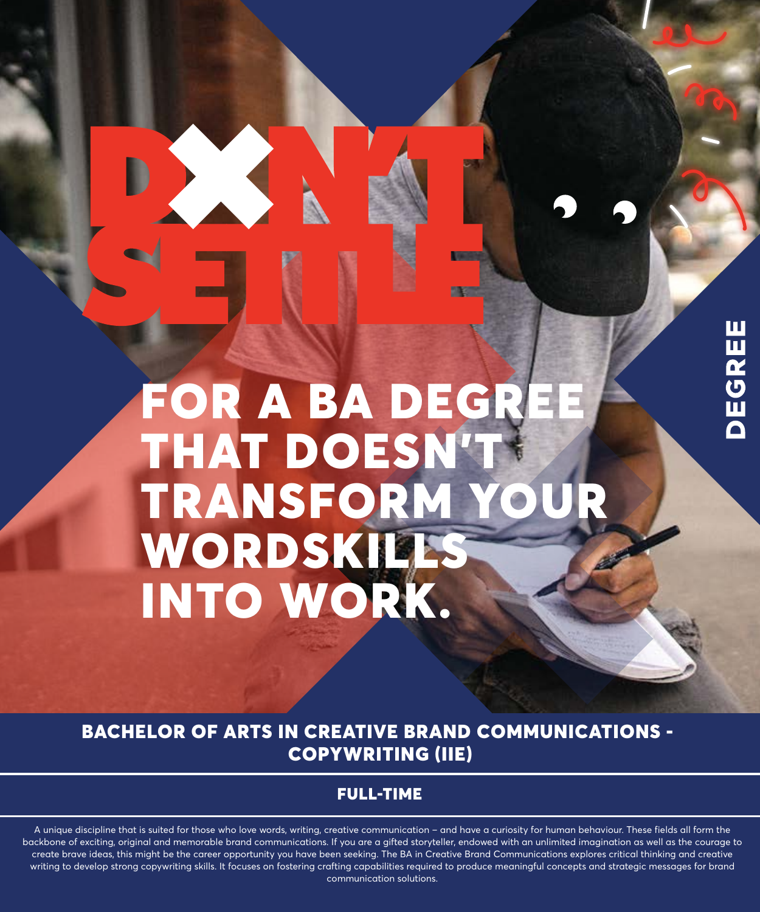# DON'T SETTLE

## FOR A BA DEGREE THAT DOESN'T TRANSFORM YOUR WORDSKILLS INTO WORK.

DEGREE

## BACHELOR OF ARTS IN CREATIVE BRAND COMMUNICATIONS - COPYWRITING (IIE)

### FULL-TIME

A unique discipline that is suited for those who love words, writing, creative communication – and have a curiosity for human behaviour. These fields all form the backbone of exciting, original and memorable brand communications. If you are a gifted storyteller, endowed with an unlimited imagination as well as the courage to create brave ideas, this might be the career opportunity you have been seeking. The BA in Creative Brand Communications explores critical thinking and creative writing to develop strong copywriting skills. It focuses on fostering crafting capabilities required to produce meaningful concepts and strategic messages for brand communication solutions.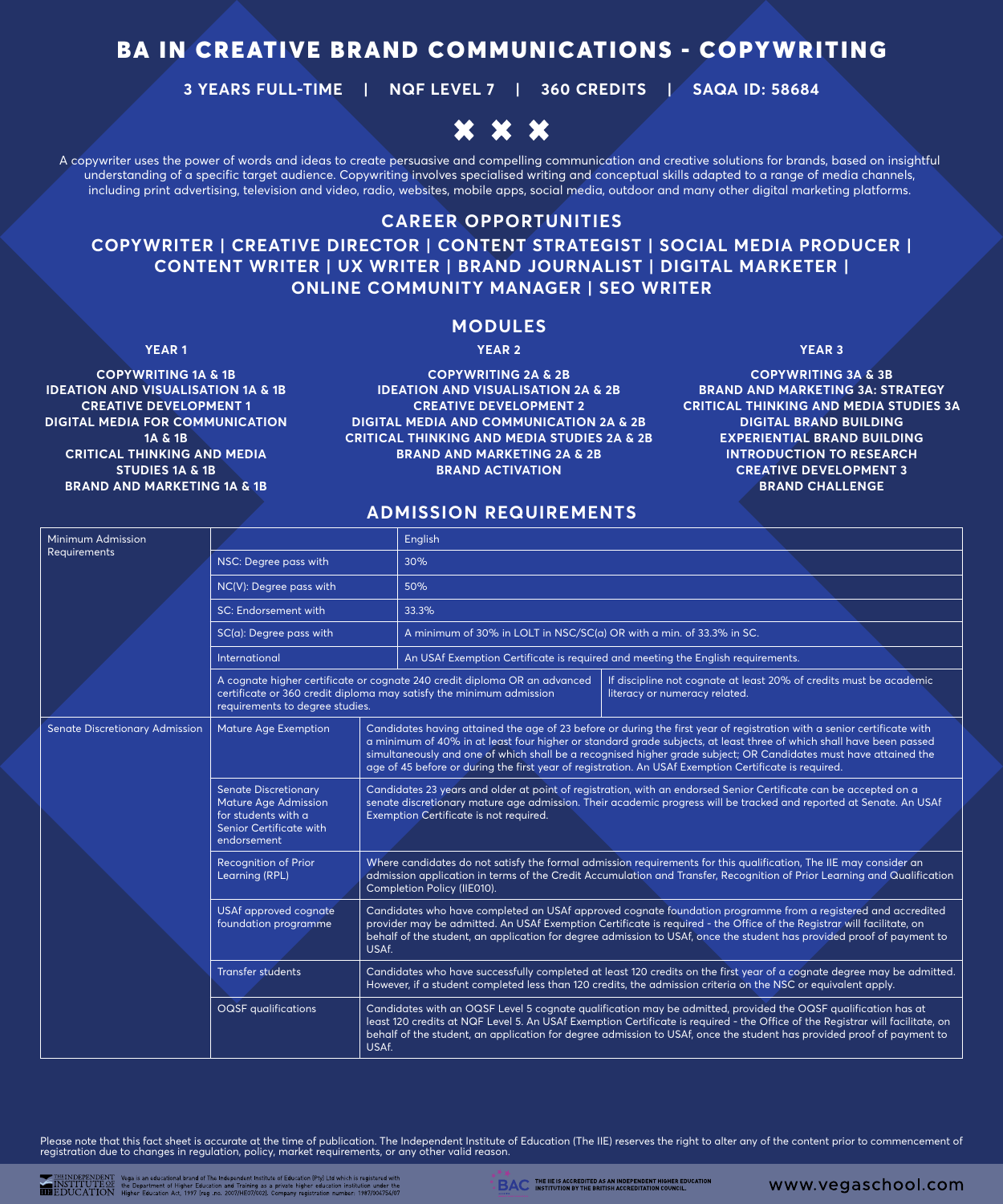# BA IN CREATIVE BRAND COMMUNICATIONS - COPYWRITING

**3 YEARS FULL-TIME | NQF LEVEL 7 | 360 CREDITS | SAQA ID: 58684**

A copywriter uses the power of words and ideas to create persuasive and compelling communication and creative solutions for brands, based on insightful understanding of a specific target audience. Copywriting involves specialised writing and conceptual skills adapted to a range of media channels, including print advertising, television and video, radio, websites, mobile apps, social media, outdoor and many other digital marketing platforms.

## CAREER OPPORTUNITIES

**COPYWRITER | CREATIVE DIRECTOR | CONTENT STRATEGIST | SOCIAL MEDIA PRODUCER | CONTENT WRITER | UX WRITER | BRAND JOURNALIST | DIGITAL MARKETER | ONLINE COMMUNITY MANAGER | SEO WRITER**

## MODULES

### YEAR 1

- COPYWRITING 1A & 1B
- IDEATION AND VISUALISATION 1A & 1B
- CREATIVE DEVELOPMENT 1
- DIGITAL MEDIA FOR COMMUNICATION 1A & 1B
- CRITICAL THINKING AND MEDIA STUDIES 1A & 1B
- BRAND AND MARKETING 1A & 1B

### YEAR 2

- COPYWRITING 2A & 2B
- IDEATION AND VISUALISATION 2A & 2B
- CREATIVE DEVELOPMENT 2
- DIGITAL MEDIA AND COMMUNICATION 2A & 2B
- CRITICAL THINKING AND MEDIA STUDIES 2A & 2B
- BRAND AND MARKETING 2A & 2B
- BRAND ACTIVATION

### YEAR 3

- COPYWRITING 3A & 3B
- BRAND AND MARKETING 3A: STRATEGY
- CRITICAL THINKING AND MEDIA STUDIES 3A
- DIGITAL BRAND BUILDING
- EXPERIENTIAL BRAND BUILDING
- INTRODUCTION TO RESEARCH
- CREATIVE DEVELOPMENT 3
- BRAND CHALLENGE

## ADMISSION REQUIREMENTS

| | | |
|---|---|---|
| Minimum Admission Requirements | | English |
| | NSC: Degree pass with | 30% |
| | NC(V): Degree pass with | 50% |
| | SC: Endorsement with | 33.3% |
| | SC(a): Degree pass with | A minimum of 30% in LOLT in NSC/SC(a) OR with a min. of 33.3% in SC. |
| | International | An USAf Exemption Certificate is required and meeting the English requirements. |
| | A cognate higher certificate or cognate 240 credit diploma OR an advanced certificate or 360 credit diploma may satisfy the minimum admission requirements to degree studies. | If discipline not cognate at least 20% of credits must be academic literacy or numeracy related. |
| Senate Discretionary Admission | Mature Age Exemption | Candidates having attained the age of 23 before or during the first year of registration with a senior certificate with a minimum of 40% in at least four higher or standard grade subjects, at least three of which shall have been passed simultaneously and one of which shall be a recognised higher grade subject; OR Candidates must have attained the age of 45 before or during the first year of registration. An USAf Exemption Certificate is required. |
| | Senate Discretionary Mature Age Admission for students with a Senior Certificate with endorsement | Candidates 23 years and older at point of registration, with an endorsed Senior Certificate can be accepted on a senate discretionary mature age admission. Their academic progress will be tracked and reported at Senate. An USAf Exemption Certificate is not required. |
| | Recognition of Prior Learning (RPL) | Where candidates do not satisfy the formal admission requirements for this qualification, The IIE may consider an admission application in terms of the Credit Accumulation and Transfer, Recognition of Prior Learning and Qualification Completion Policy (IIE010). |
| | USAf approved cognate foundation programme | Candidates who have completed an USAf approved cognate foundation programme from a registered and accredited provider may be admitted. An USAf Exemption Certificate is required - the Office of the Registrar will facilitate, on behalf of the student, an application for degree admission to USAf, once the student has provided proof of payment to USAf. |
| | Transfer students | Candidates who have successfully completed at least 120 credits on the first year of a cognate degree may be admitted. However, if a student completed less than 120 credits, the admission criteria on the NSC or equivalent apply. |
| | OQSF qualifications | Candidates with an OQSF Level 5 cognate qualification may be admitted, provided the OQSF qualification has at least 120 credits at NQF Level 5. An USAf Exemption Certificate is required - the Office of the Registrar will facilitate, on behalf of the student, an application for degree admission to USAf, once the student has provided proof of payment to USAf. |

Please note that this fact sheet is accurate at the time of publication. The Independent Institute of Education (The IIE) reserves the right to alter any of the content prior to commencement of registration due to changes in regulation, policy, market requirements, or any other valid reason.

Vega is an educational brand of The Independent Institute of Education (Pty) Ltd which is registered with the Department of Higher Education and Training as a private higher education institution under the Higher Education Act, 1997 (reg .no. 2007/HE07/002). Company registration number: 1987/004754/07

THE IIE IS ACCREDITED AS AN INDEPENDENT HIGHER EDUCATION INSTITUTION BY THE BRITISH ACCREDITATION COUNCIL.

www.vegaschool.com